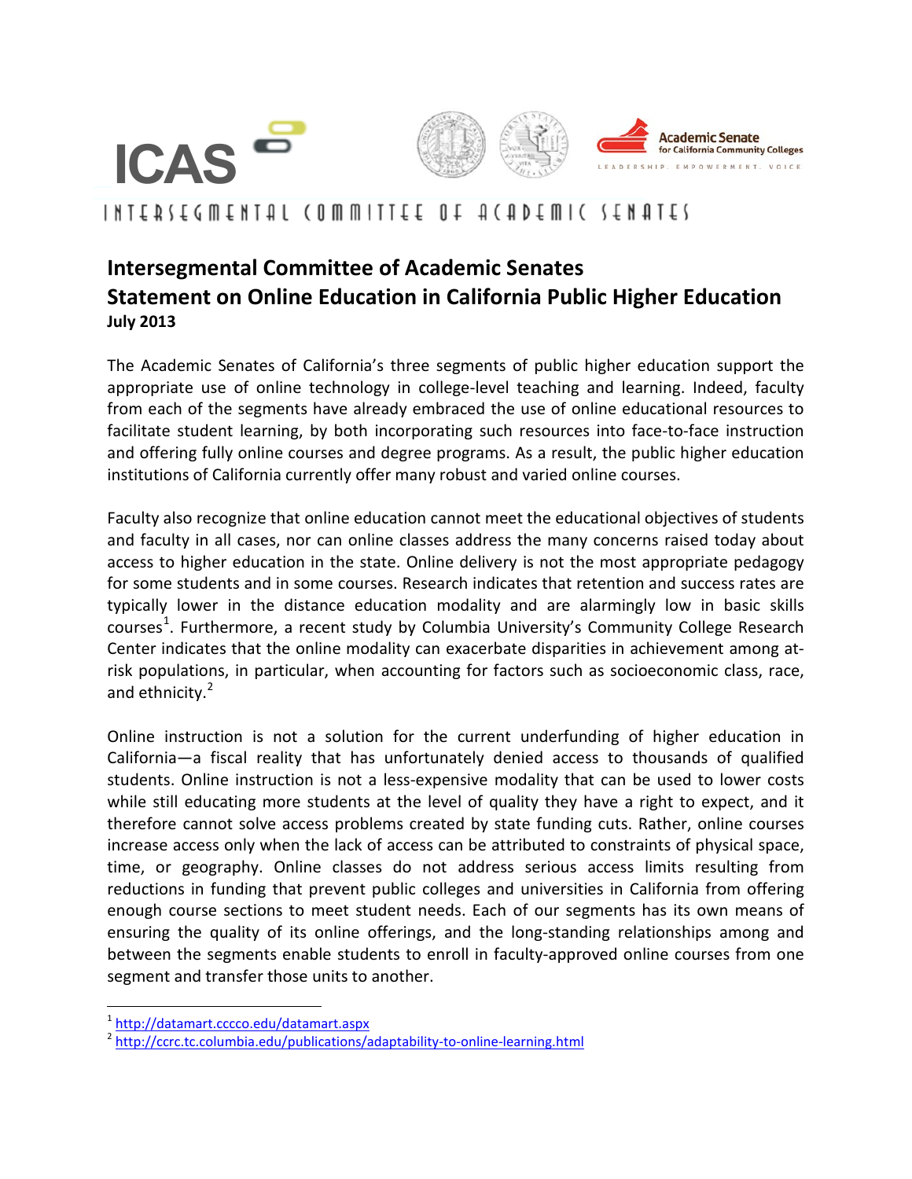ICAS

INTERSEGMENTAL COMMITTEE OF ACADEMIC SENATES

Academic Senate for California Community Colleges

LEADERSHIP. EMPOWERMENT. VOICE

# Intersegmental Committee of Academic Senates Statement on Online Education in California Public Higher Education

**July 2013**

The Academic Senates of California's three segments of public higher education support the appropriate use of online technology in college-level teaching and learning. Indeed, faculty from each of the segments have already embraced the use of online educational resources to facilitate student learning, by both incorporating such resources into face-to-face instruction and offering fully online courses and degree programs. As a result, the public higher education institutions of California currently offer many robust and varied online courses.

Faculty also recognize that online education cannot meet the educational objectives of students and faculty in all cases, nor can online classes address the many concerns raised today about access to higher education in the state. Online delivery is not the most appropriate pedagogy for some students and in some courses. Research indicates that retention and success rates are typically lower in the distance education modality and are alarmingly low in basic skills courses[1]. Furthermore, a recent study by Columbia University's Community College Research Center indicates that the online modality can exacerbate disparities in achievement among at-risk populations, in particular, when accounting for factors such as socioeconomic class, race, and ethnicity.[2]

Online instruction is not a solution for the current underfunding of higher education in California—a fiscal reality that has unfortunately denied access to thousands of qualified students. Online instruction is not a less-expensive modality that can be used to lower costs while still educating more students at the level of quality they have a right to expect, and it therefore cannot solve access problems created by state funding cuts. Rather, online courses increase access only when the lack of access can be attributed to constraints of physical space, time, or geography. Online classes do not address serious access limits resulting from reductions in funding that prevent public colleges and universities in California from offering enough course sections to meet student needs. Each of our segments has its own means of ensuring the quality of its online offerings, and the long-standing relationships among and between the segments enable students to enroll in faculty-approved online courses from one segment and transfer those units to another.

---

[1] http://datamart.cccco.edu/datamart.aspx

[2] http://ccrc.tc.columbia.edu/publications/adaptability-to-online-learning.html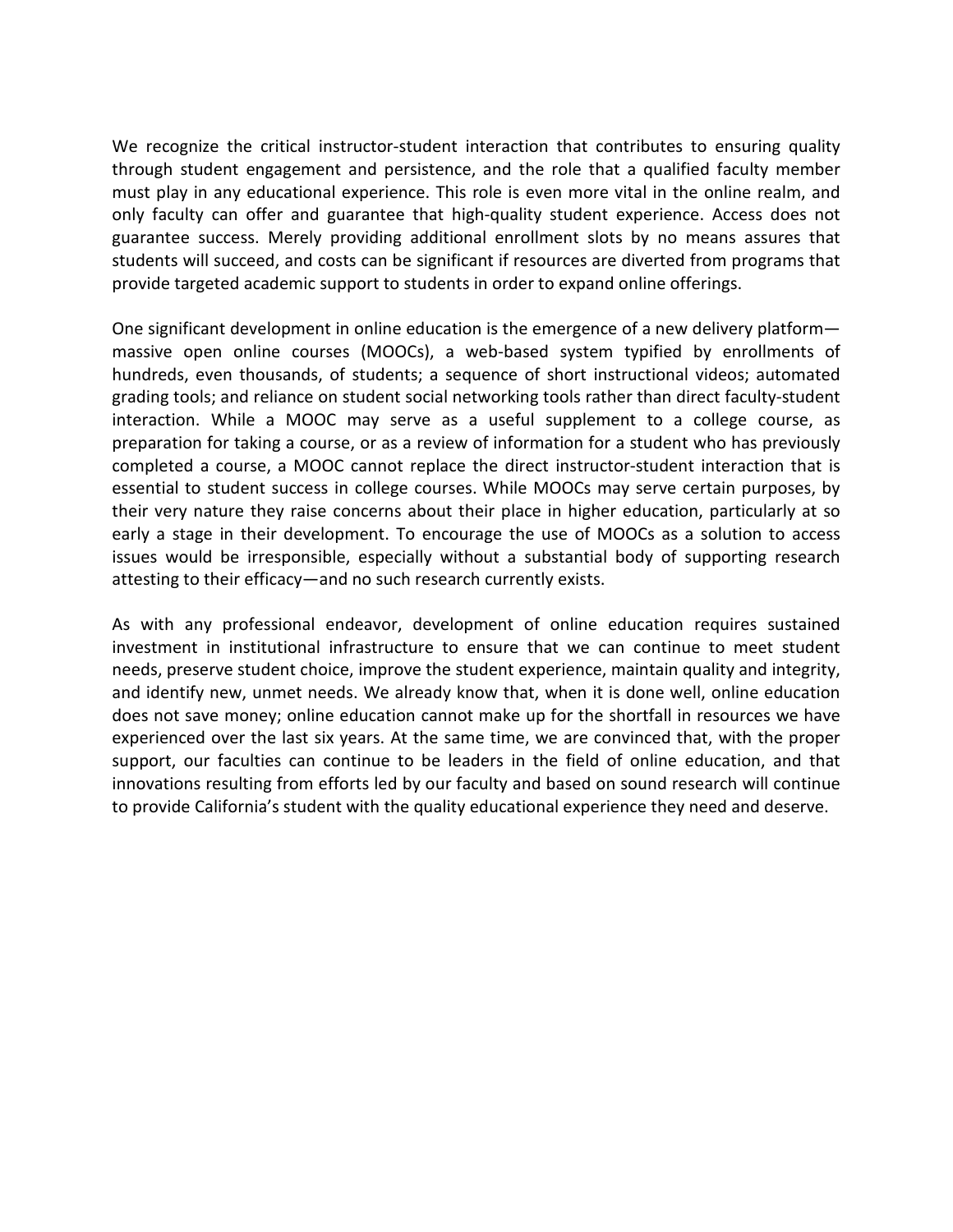We recognize the critical instructor-student interaction that contributes to ensuring quality through student engagement and persistence, and the role that a qualified faculty member must play in any educational experience. This role is even more vital in the online realm, and only faculty can offer and guarantee that high-quality student experience. Access does not guarantee success. Merely providing additional enrollment slots by no means assures that students will succeed, and costs can be significant if resources are diverted from programs that provide targeted academic support to students in order to expand online offerings.

One significant development in online education is the emergence of a new delivery platform—massive open online courses (MOOCs), a web-based system typified by enrollments of hundreds, even thousands, of students; a sequence of short instructional videos; automated grading tools; and reliance on student social networking tools rather than direct faculty-student interaction. While a MOOC may serve as a useful supplement to a college course, as preparation for taking a course, or as a review of information for a student who has previously completed a course, a MOOC cannot replace the direct instructor-student interaction that is essential to student success in college courses. While MOOCs may serve certain purposes, by their very nature they raise concerns about their place in higher education, particularly at so early a stage in their development. To encourage the use of MOOCs as a solution to access issues would be irresponsible, especially without a substantial body of supporting research attesting to their efficacy—and no such research currently exists.

As with any professional endeavor, development of online education requires sustained investment in institutional infrastructure to ensure that we can continue to meet student needs, preserve student choice, improve the student experience, maintain quality and integrity, and identify new, unmet needs. We already know that, when it is done well, online education does not save money; online education cannot make up for the shortfall in resources we have experienced over the last six years. At the same time, we are convinced that, with the proper support, our faculties can continue to be leaders in the field of online education, and that innovations resulting from efforts led by our faculty and based on sound research will continue to provide California's student with the quality educational experience they need and deserve.